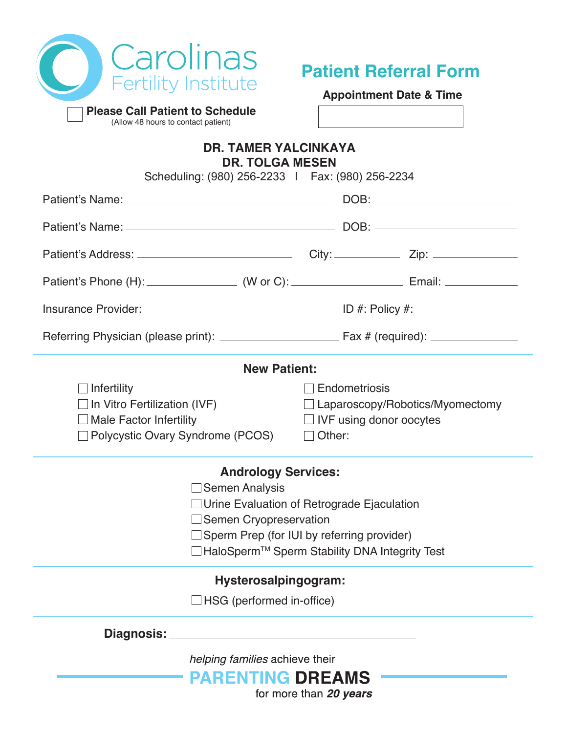# Carolinas Fertility Institute

## Patient Referral Form

☐ **Please Call Patient to Schedule**
(Allow 48 hours to contact patient)

**Appointment Date & Time**

**DR. TAMER YALCINKAYA**
**DR. TOLGA MESEN**
Scheduling: (980) 256-2233 | Fax: (980) 256-2234

Patient's Name: ______________________ DOB: ______________

Patient's Name: ______________________ DOB: ______________

Patient's Address: ______________________ City: __________ Zip: __________

Patient's Phone (H): __________ (W or C): __________ Email: __________

Insurance Provider: ______________________ ID #: Policy #: ______________

Referring Physician (please print): ______________ Fax # (required): __________

### New Patient:

- ☐ Infertility
- ☐ In Vitro Fertilization (IVF)
- ☐ Male Factor Infertility
- ☐ Polycystic Ovary Syndrome (PCOS)
- ☐ Endometriosis
- ☐ Laparoscopy/Robotics/Myomectomy
- ☐ IVF using donor oocytes
- ☐ Other:

### Andrology Services:

- ☐ Semen Analysis
- ☐ Urine Evaluation of Retrograde Ejaculation
- ☐ Semen Cryopreservation
- ☐ Sperm Prep (for IUI by referring provider)
- ☐ HaloSperm™ Sperm Stability DNA Integrity Test

### Hysterosalpingogram:

- ☐ HSG (performed in-office)

**Diagnosis:** ______________________________

*helping families* achieve their
**PARENTING DREAMS**
for more than ***20 years***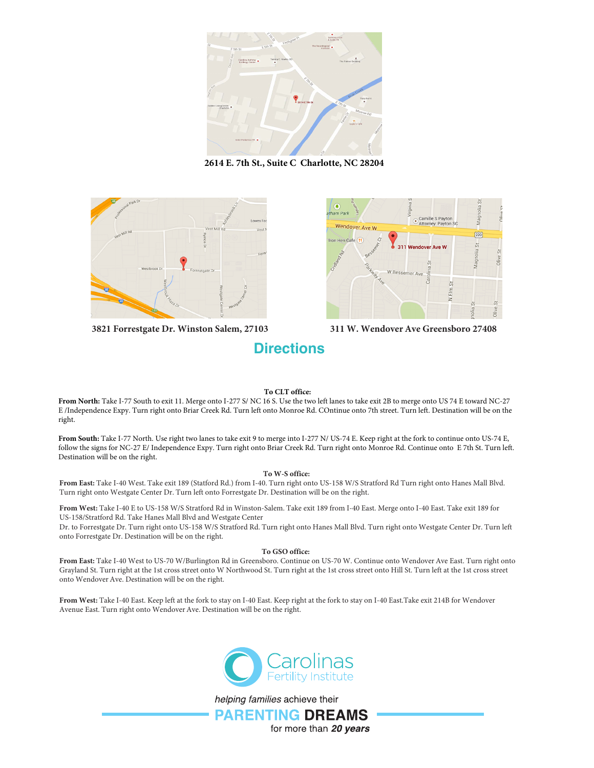2614 E. 7th St., Suite C Charlotte, NC 28204

3821 Forrestgate Dr. Winston Salem, 27103

311 W. Wendover Ave Greensboro 27408

# Directions

**To CLT office:**

**From North:** Take I-77 South to exit 11. Merge onto I-277 S/ NC 16 S. Use the two left lanes to take exit 2B to merge onto US 74 E toward NC-27 E /Independence Expy. Turn right onto Briar Creek Rd. Turn left onto Monroe Rd. COntinue onto 7th street. Turn left. Destination will be on the right.

**From South:** Take I-77 North. Use right two lanes to take exit 9 to merge into I-277 N/ US-74 E. Keep right at the fork to continue onto US-74 E, follow the signs for NC-27 E/ Independence Expy. Turn right onto Briar Creek Rd. Turn right onto Monroe Rd. Continue onto E 7th St. Turn left. Destination will be on the right.

**To W-S office:**

**From East:** Take I-40 West. Take exit 189 (Statford Rd.) from I-40. Turn right onto US-158 W/S Stratford Rd Turn right onto Hanes Mall Blvd. Turn right onto Westgate Center Dr. Turn left onto Forrestgate Dr. Destination will be on the right.

**From West:** Take I-40 E to US-158 W/S Stratford Rd in Winston-Salem. Take exit 189 from I-40 East. Merge onto I-40 East. Take exit 189 for US-158/Stratford Rd. Take Hanes Mall Blvd and Westgate Center Dr. to Forrestgate Dr. Turn right onto US-158 W/S Stratford Rd. Turn right onto Hanes Mall Blvd. Turn right onto Westgate Center Dr. Turn left onto Forrestgate Dr. Destination will be on the right.

**To GSO office:**

**From East:** Take I-40 West to US-70 W/Burlington Rd in Greensboro. Continue on US-70 W. Continue onto Wendover Ave East. Turn right onto Grayland St. Turn right at the 1st cross street onto W Northwood St. Turn right at the 1st cross street onto Hill St. Turn left at the 1st cross street onto Wendover Ave. Destination will be on the right.

**From West:** Take I-40 East. Keep left at the fork to stay on I-40 East. Keep right at the fork to stay on I-40 East.Take exit 214B for Wendover Avenue East. Turn right onto Wendover Ave. Destination will be on the right.

Carolinas Fertility Institute

*helping families* achieve their

**PARENTING DREAMS**

for more than ***20 years***